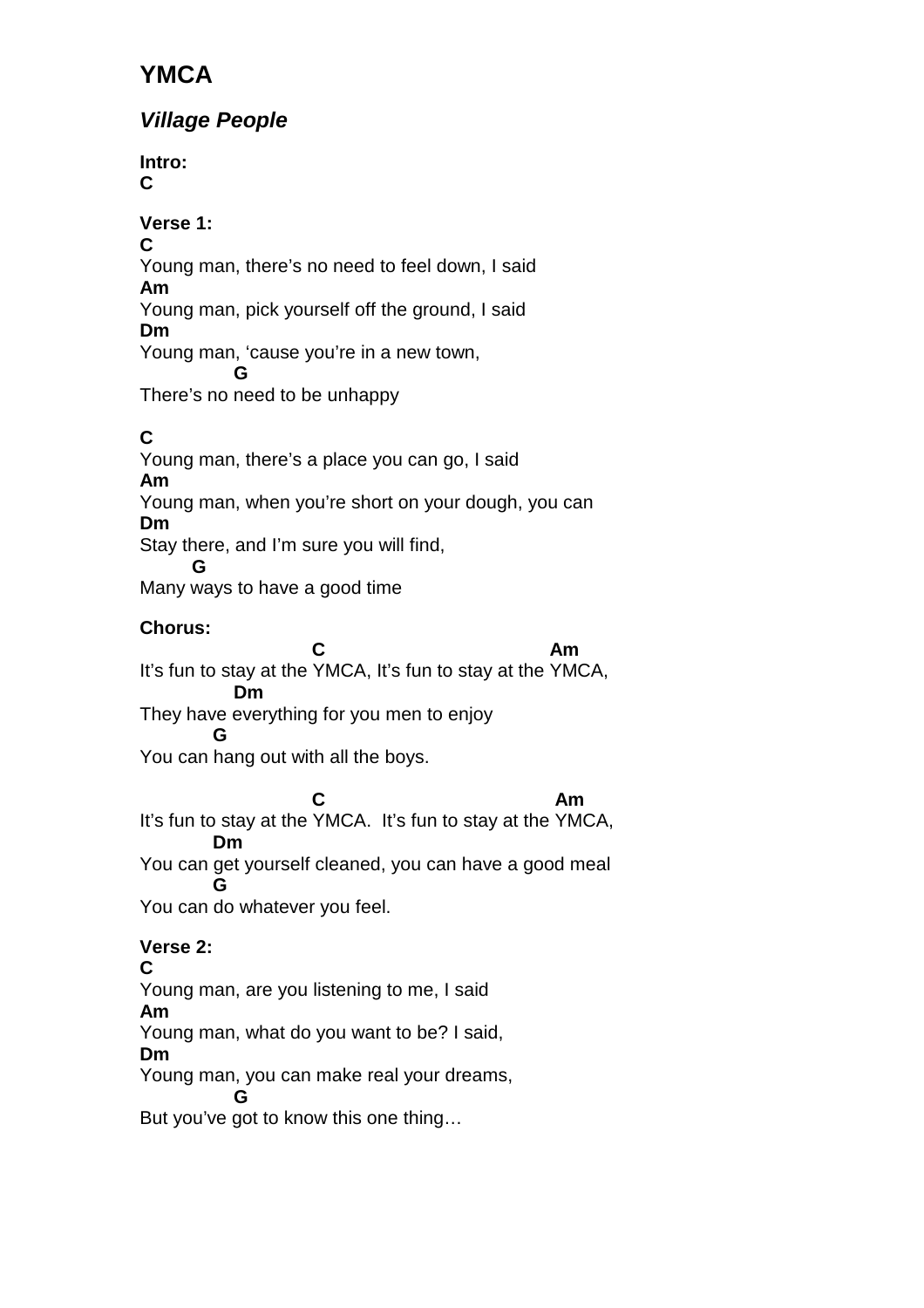# YMCA

## *Village People*

**Intro:**
**C**

**Verse 1:**

```
C
Young man, there’s no need to feel down, I said
Am
Young man, pick yourself off the ground, I said
Dm
Young man, ‘cause you’re in a new town,
          G
There’s no need to be unhappy
```

```
C
Young man, there’s a place you can go, I said
Am
Young man, when you’re short on your dough, you can
Dm
Stay there, and I’m sure you will find,
     G
Many ways to have a good time
```

**Chorus:**

```
                      C                             Am
It’s fun to stay at the YMCA, It’s fun to stay at the YMCA,
            Dm
They have everything for you men to enjoy
       G
You can hang out with all the boys.
```

```
                      C                              Am
It’s fun to stay at the YMCA.  It’s fun to stay at the YMCA,
         Dm
You can get yourself cleaned, you can have a good meal
         G
You can do whatever you feel.
```

**Verse 2:**

```
C
Young man, are you listening to me, I said
Am
Young man, what do you want to be? I said,
Dm
Young man, you can make real your dreams,
          G
But you’ve got to know this one thing…
```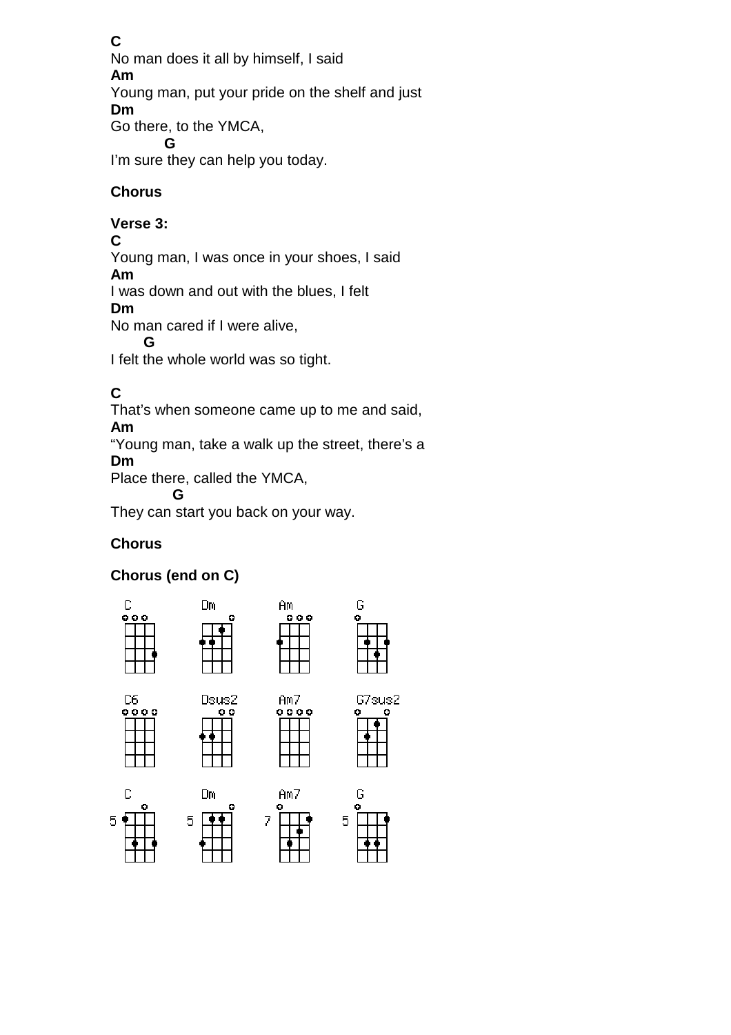**C**
No man does it all by himself, I said
**Am**
Young man, put your pride on the shelf and just
**Dm**
Go there, to the YMCA,
**G**
I'm sure they can help you today.

**Chorus**

**Verse 3:**
**C**
Young man, I was once in your shoes, I said
**Am**
I was down and out with the blues, I felt
**Dm**
No man cared if I were alive,
**G**
I felt the whole world was so tight.

**C**
That's when someone came up to me and said,
**Am**
"Young man, take a walk up the street, there's a
**Dm**
Place there, called the YMCA,
**G**
They can start you back on your way.

**Chorus**

**Chorus (end on C)**

C Dm Am G

C6 Dsus2 Am7 G7sus2

C Dm Am7 G

5 5 7 5